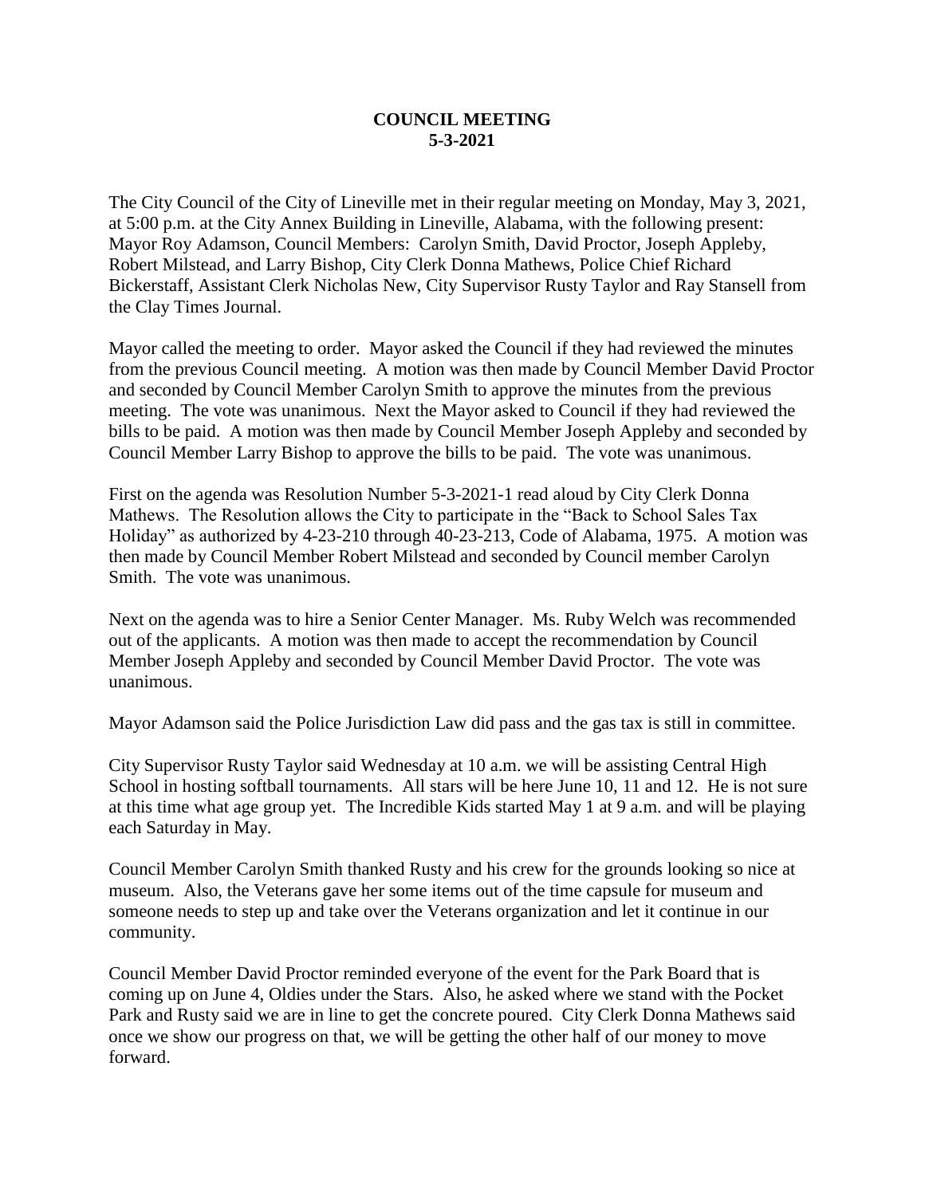# COUNCIL MEETING
# 5-3-2021

The City Council of the City of Lineville met in their regular meeting on Monday, May 3, 2021, at 5:00 p.m. at the City Annex Building in Lineville, Alabama, with the following present: Mayor Roy Adamson, Council Members: Carolyn Smith, David Proctor, Joseph Appleby, Robert Milstead, and Larry Bishop, City Clerk Donna Mathews, Police Chief Richard Bickerstaff, Assistant Clerk Nicholas New, City Supervisor Rusty Taylor and Ray Stansell from the Clay Times Journal.

Mayor called the meeting to order. Mayor asked the Council if they had reviewed the minutes from the previous Council meeting. A motion was then made by Council Member David Proctor and seconded by Council Member Carolyn Smith to approve the minutes from the previous meeting. The vote was unanimous. Next the Mayor asked to Council if they had reviewed the bills to be paid. A motion was then made by Council Member Joseph Appleby and seconded by Council Member Larry Bishop to approve the bills to be paid. The vote was unanimous.

First on the agenda was Resolution Number 5-3-2021-1 read aloud by City Clerk Donna Mathews. The Resolution allows the City to participate in the "Back to School Sales Tax Holiday" as authorized by 4-23-210 through 40-23-213, Code of Alabama, 1975. A motion was then made by Council Member Robert Milstead and seconded by Council member Carolyn Smith. The vote was unanimous.

Next on the agenda was to hire a Senior Center Manager. Ms. Ruby Welch was recommended out of the applicants. A motion was then made to accept the recommendation by Council Member Joseph Appleby and seconded by Council Member David Proctor. The vote was unanimous.

Mayor Adamson said the Police Jurisdiction Law did pass and the gas tax is still in committee.

City Supervisor Rusty Taylor said Wednesday at 10 a.m. we will be assisting Central High School in hosting softball tournaments. All stars will be here June 10, 11 and 12. He is not sure at this time what age group yet. The Incredible Kids started May 1 at 9 a.m. and will be playing each Saturday in May.

Council Member Carolyn Smith thanked Rusty and his crew for the grounds looking so nice at museum. Also, the Veterans gave her some items out of the time capsule for museum and someone needs to step up and take over the Veterans organization and let it continue in our community.

Council Member David Proctor reminded everyone of the event for the Park Board that is coming up on June 4, Oldies under the Stars. Also, he asked where we stand with the Pocket Park and Rusty said we are in line to get the concrete poured. City Clerk Donna Mathews said once we show our progress on that, we will be getting the other half of our money to move forward.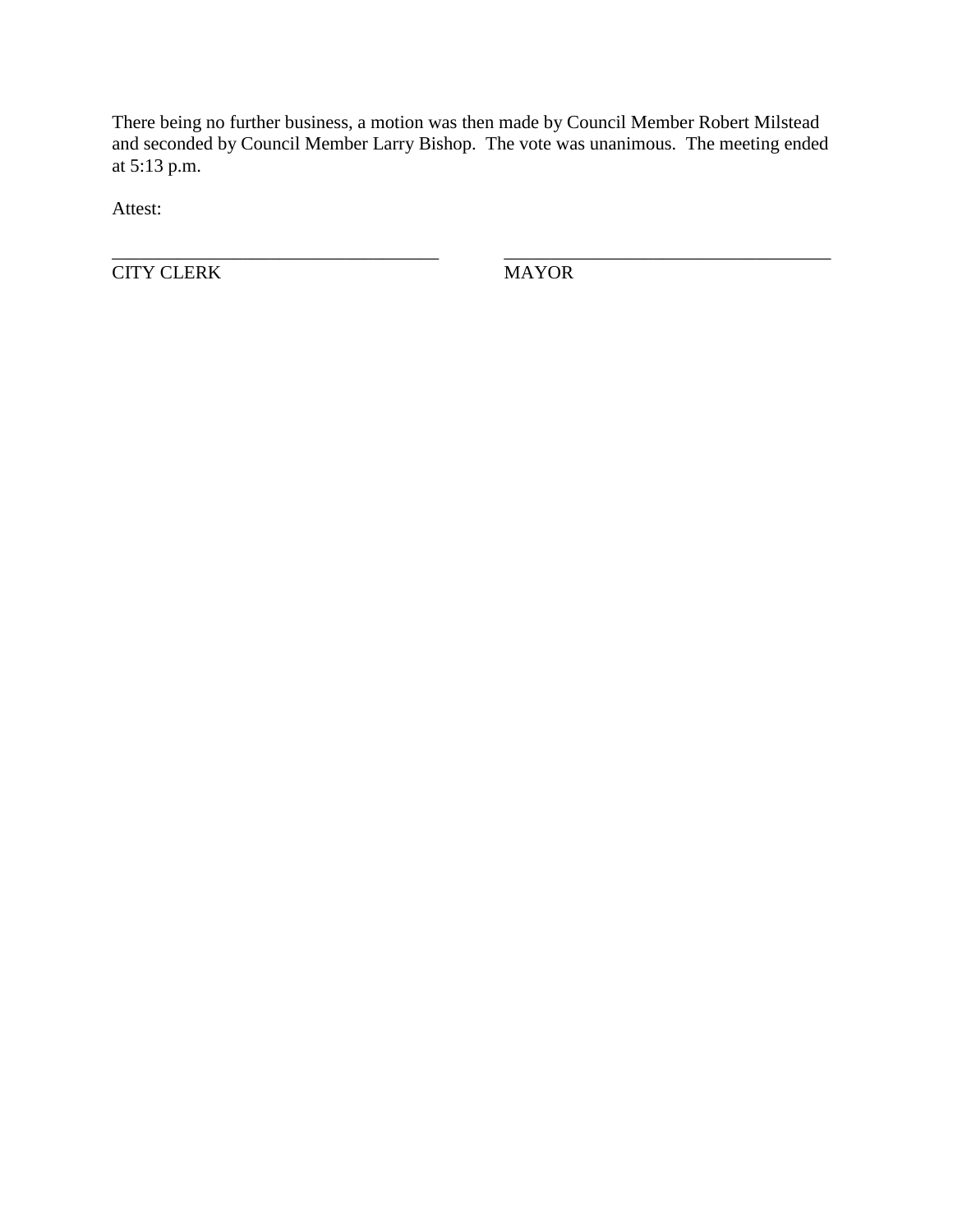There being no further business, a motion was then made by Council Member Robert Milstead and seconded by Council Member Larry Bishop. The vote was unanimous. The meeting ended at 5:13 p.m.

Attest:

| | |
|---|---|
| _____________________________________ | _____________________________________ |
| CITY CLERK | MAYOR |